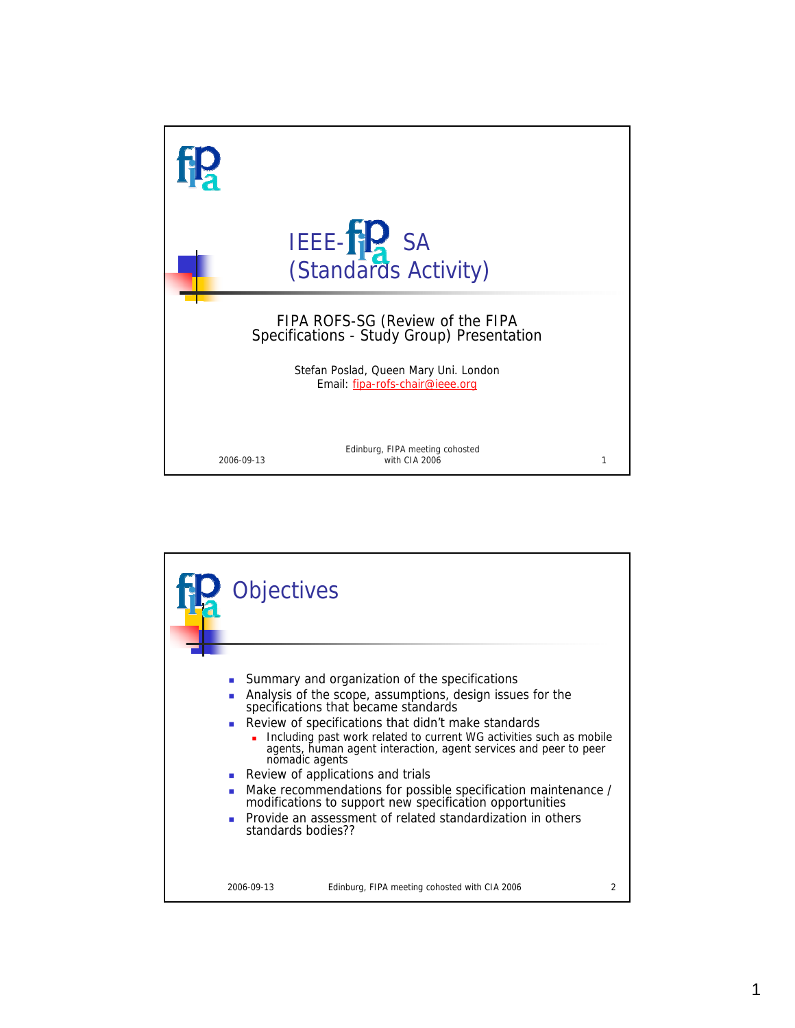# IEEE-FIPA SA (Standards Activity)

FIPA ROFS-SG (Review of the FIPA Specifications - Study Group) Presentation

Stefan Poslad, Queen Mary Uni. London
Email: fipa-rofs-chair@ieee.org

2006-09-13 — Edinburg, FIPA meeting cohosted with CIA 2006

## Objectives

- Summary and organization of the specifications
- Analysis of the scope, assumptions, design issues for the specifications that became standards
- Review of specifications that didn't make standards
  - Including past work related to current WG activities such as mobile agents, human agent interaction, agent services and peer to peer nomadic agents
- Review of applications and trials
- Make recommendations for possible specification maintenance / modifications to support new specification opportunities
- Provide an assessment of related standardization in others standards bodies??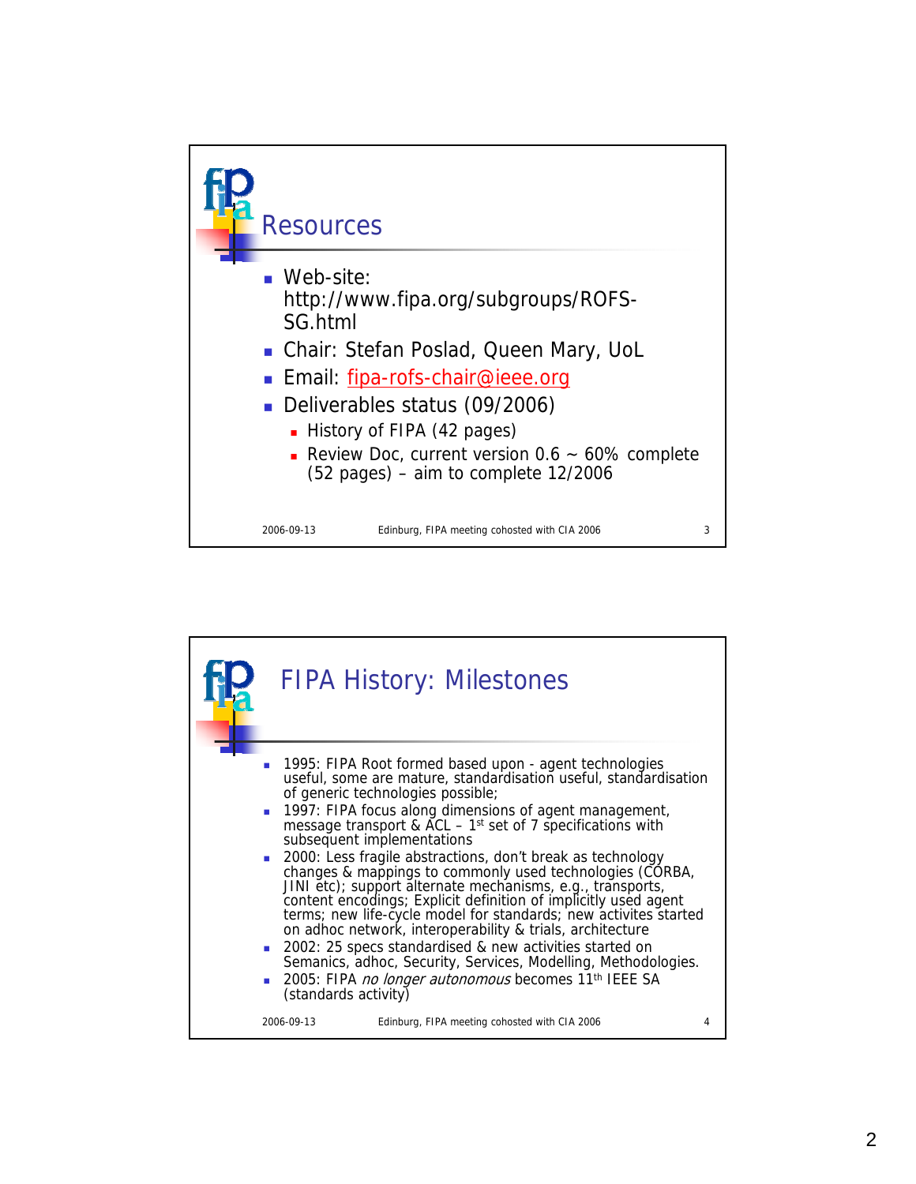## Resources

- Web-site: http://www.fipa.org/subgroups/ROFS-SG.html
- Chair: Stefan Poslad, Queen Mary, UoL
- Email: fipa-rofs-chair@ieee.org
- Deliverables status (09/2006)
  - History of FIPA (42 pages)
  - Review Doc, current version 0.6 ~ 60% complete (52 pages) – aim to complete 12/2006

## FIPA History: Milestones

- 1995: FIPA Root formed based upon - agent technologies useful, some are mature, standardisation useful, standardisation of generic technologies possible;
- 1997: FIPA focus along dimensions of agent management, message transport & ACL – 1st set of 7 specifications with subsequent implementations
- 2000: Less fragile abstractions, don't break as technology changes & mappings to commonly used technologies (CORBA, JINI etc); support alternate mechanisms, e.g., transports, content encodings; Explicit definition of implicitly used agent terms; new life-cycle model for standards; new activites started on adhoc network, interoperability & trials, architecture
- 2002: 25 specs standardised & new activities started on Semanics, adhoc, Security, Services, Modelling, Methodologies.
- 2005: FIPA *no longer autonomous* becomes 11th IEEE SA (standards activity)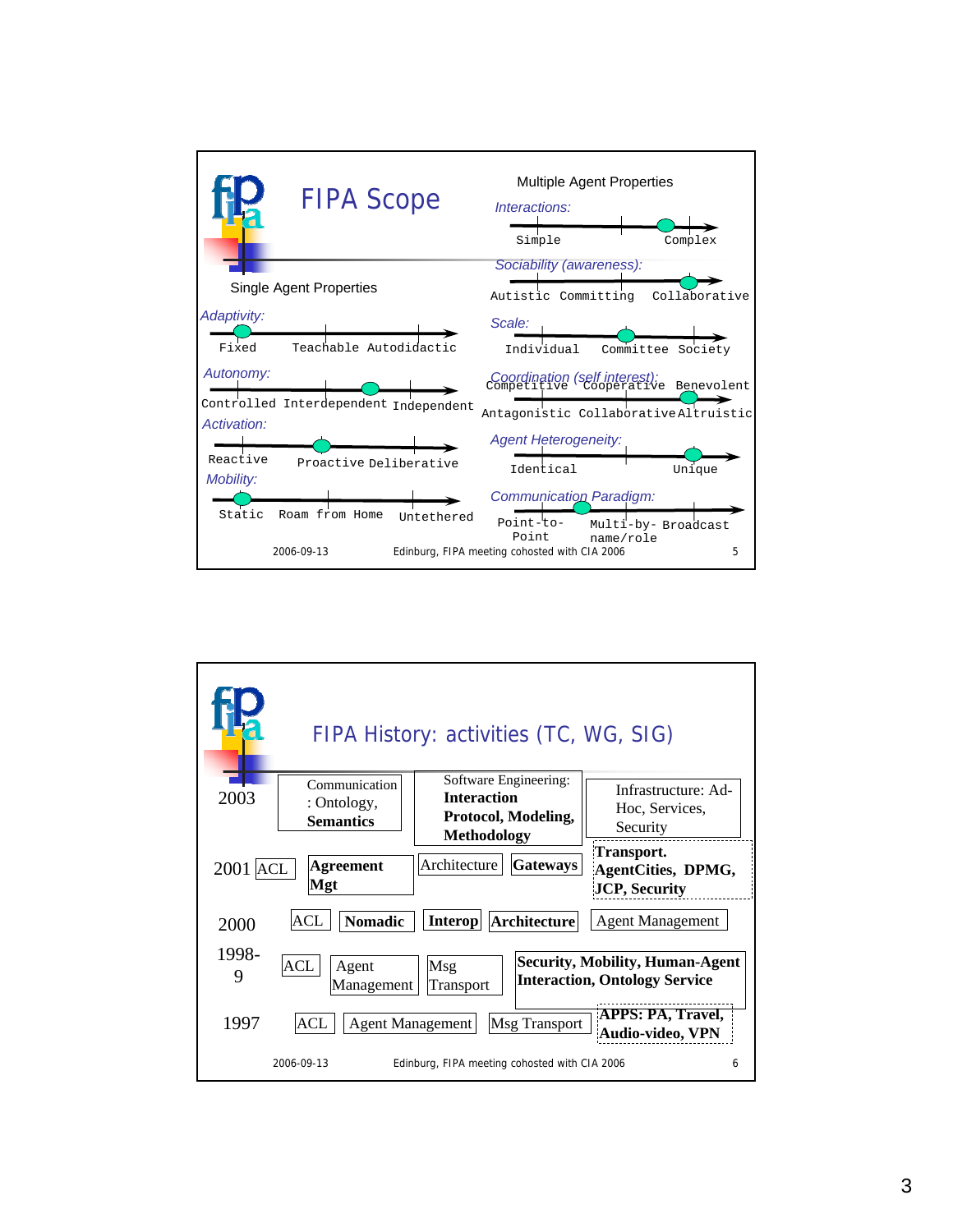## FIPA Scope

### Single Agent Properties

*Adaptivity:*
Fixed — Teachable — Autodidactic

*Autonomy:*
Controlled — Interdependent — Independent

*Activation:*
Reactive — Proactive — Deliberative

*Mobility:*
Static — Roam from Home — Untethered

### Multiple Agent Properties

*Interactions:*
Simple — Complex

*Sociability (awareness):*
Autistic — Committing — Collaborative

*Scale:*
Individual — Committee — Society

*Coordination (self interest):*
Competitive — Cooperative — Benevolent
Antagonistic — Collaborative — Altruistic

*Agent Heterogeneity:*
Identical — Unique

*Communication Paradigm:*
Point-to-Point — Multi-by-name/role — Broadcast

2006-09-13 Edinburgh, FIPA meeting cohosted with CIA 2006

## FIPA History: activities (TC, WG, SIG)

**2003**
- Communication: Ontology, **Semantics**
- Software Engineering: **Interaction Protocol, Modeling, Methodology**
- Infrastructure: Ad-Hoc, Services, Security

**2001**
- ACL
- **Agreement Mgt**
- Architecture
- **Gateways**
- **Transport. AgentCities, DPMG, JCP, Security**

**2000**
- ACL
- **Nomadic**
- **Interop**
- **Architecture**
- Agent Management

**1998-9**
- ACL
- Agent Management
- Msg Transport
- **Security, Mobility, Human-Agent Interaction, Ontology Service**

**1997**
- ACL
- Agent Management
- Msg Transport
- **APPS: PA, Travel, Audio-video, VPN**

2006-09-13 Edinburgh, FIPA meeting cohosted with CIA 2006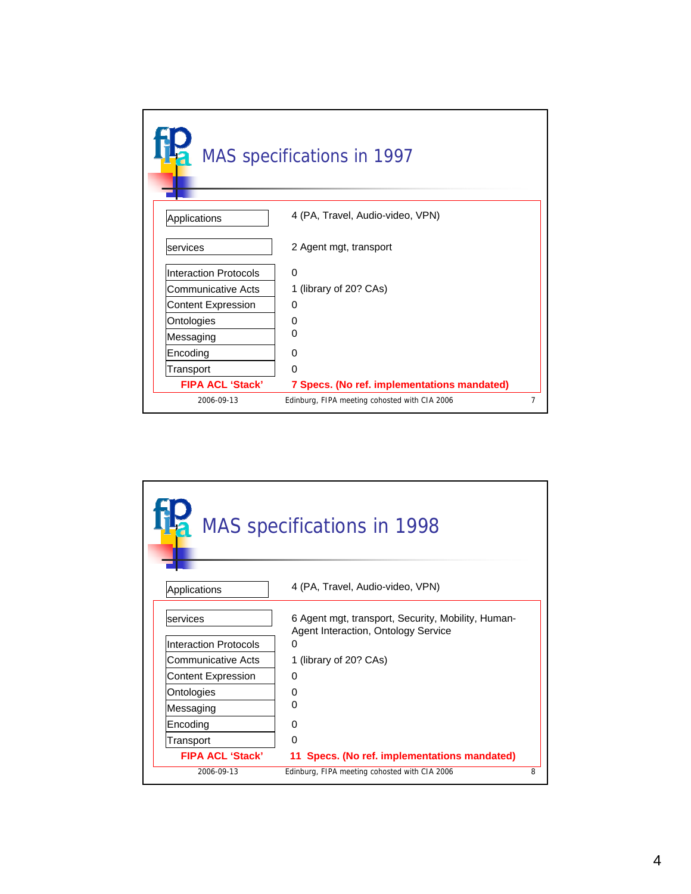## MAS specifications in 1997

| | |
|---|---|
| Applications | 4 (PA, Travel, Audio-video, VPN) |
| services | 2 Agent mgt, transport |
| Interaction Protocols | 0 |
| Communicative Acts | 1 (library of 20? CAs) |
| Content Expression | 0 |
| Ontologies | 0 |
| Messaging | 0 |
| Encoding | 0 |
| Transport | 0 |
| **FIPA ACL 'Stack'** | **7 Specs. (No ref. implementations mandated)** |

2006-09-13 Edinburg, FIPA meeting cohosted with CIA 2006

## MAS specifications in 1998

| | |
|---|---|
| Applications | 4 (PA, Travel, Audio-video, VPN) |
| services | 6 Agent mgt, transport, Security, Mobility, Human-Agent Interaction, Ontology Service |
| Interaction Protocols | 0 |
| Communicative Acts | 1 (library of 20? CAs) |
| Content Expression | 0 |
| Ontologies | 0 |
| Messaging | 0 |
| Encoding | 0 |
| Transport | 0 |
| **FIPA ACL 'Stack'** | **11 Specs. (No ref. implementations mandated)** |

2006-09-13 Edinburg, FIPA meeting cohosted with CIA 2006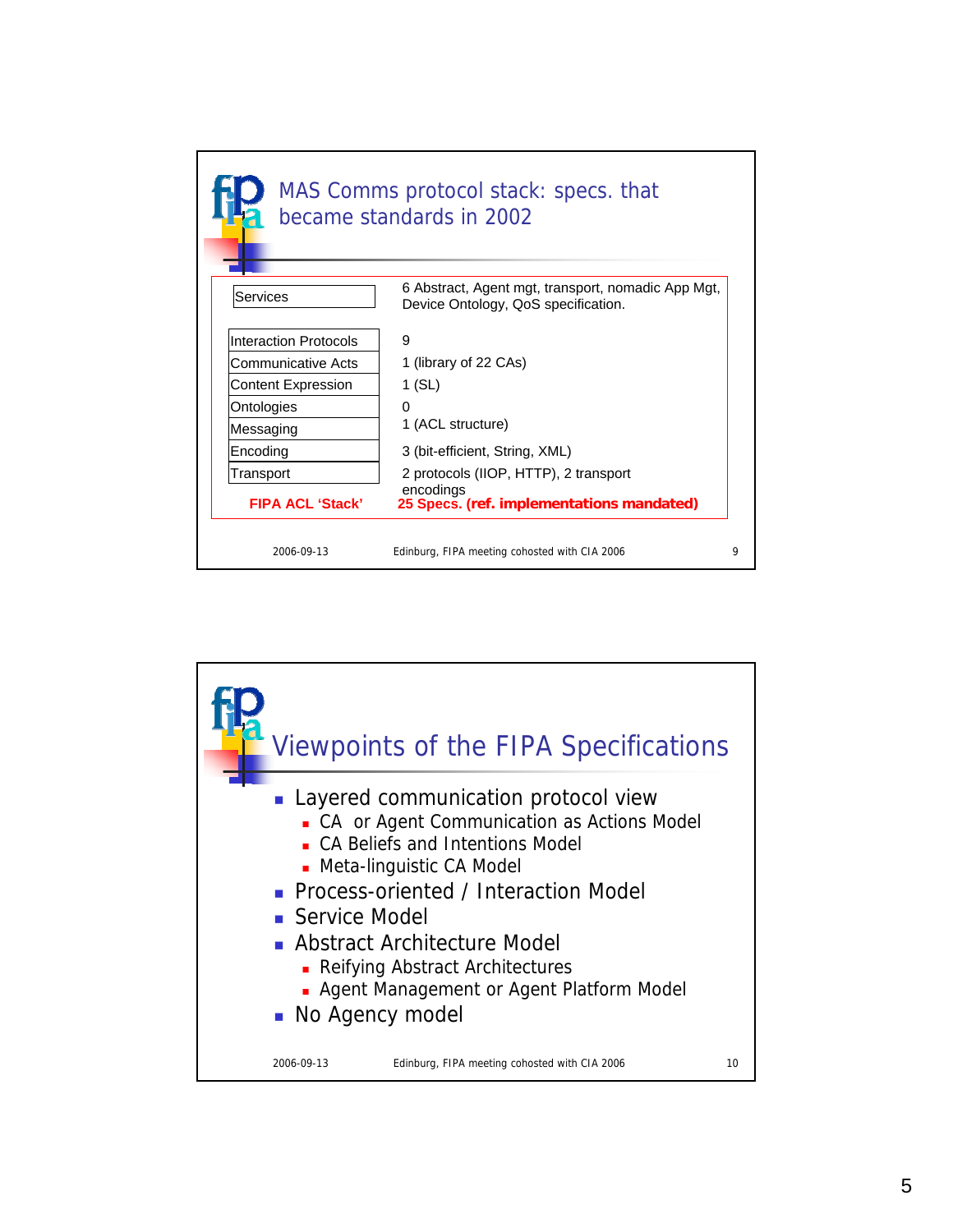## MAS Comms protocol stack: specs. that became standards in 2002

| | |
|---|---|
| Services | 6 Abstract, Agent mgt, transport, nomadic App Mgt, Device Ontology, QoS specification. |
| Interaction Protocols | 9 |
| Communicative Acts | 1 (library of 22 CAs) |
| Content Expression | 1 (SL) |
| Ontologies | 0 |
| Messaging | 1 (ACL structure) |
| Encoding | 3 (bit-efficient, String, XML) |
| Transport | 2 protocols (IIOP, HTTP), 2 transport encodings |
| **FIPA ACL 'Stack'** | **25 Specs. (ref. implementations mandated)** |

2006-09-13 Edinburg, FIPA meeting cohosted with CIA 2006

## Viewpoints of the FIPA Specifications

- Layered communication protocol view
  - CA or Agent Communication as Actions Model
  - CA Beliefs and Intentions Model
  - Meta-linguistic CA Model
- Process-oriented / Interaction Model
- Service Model
- Abstract Architecture Model
  - Reifying Abstract Architectures
  - Agent Management or Agent Platform Model
- No Agency model

2006-09-13 Edinburg, FIPA meeting cohosted with CIA 2006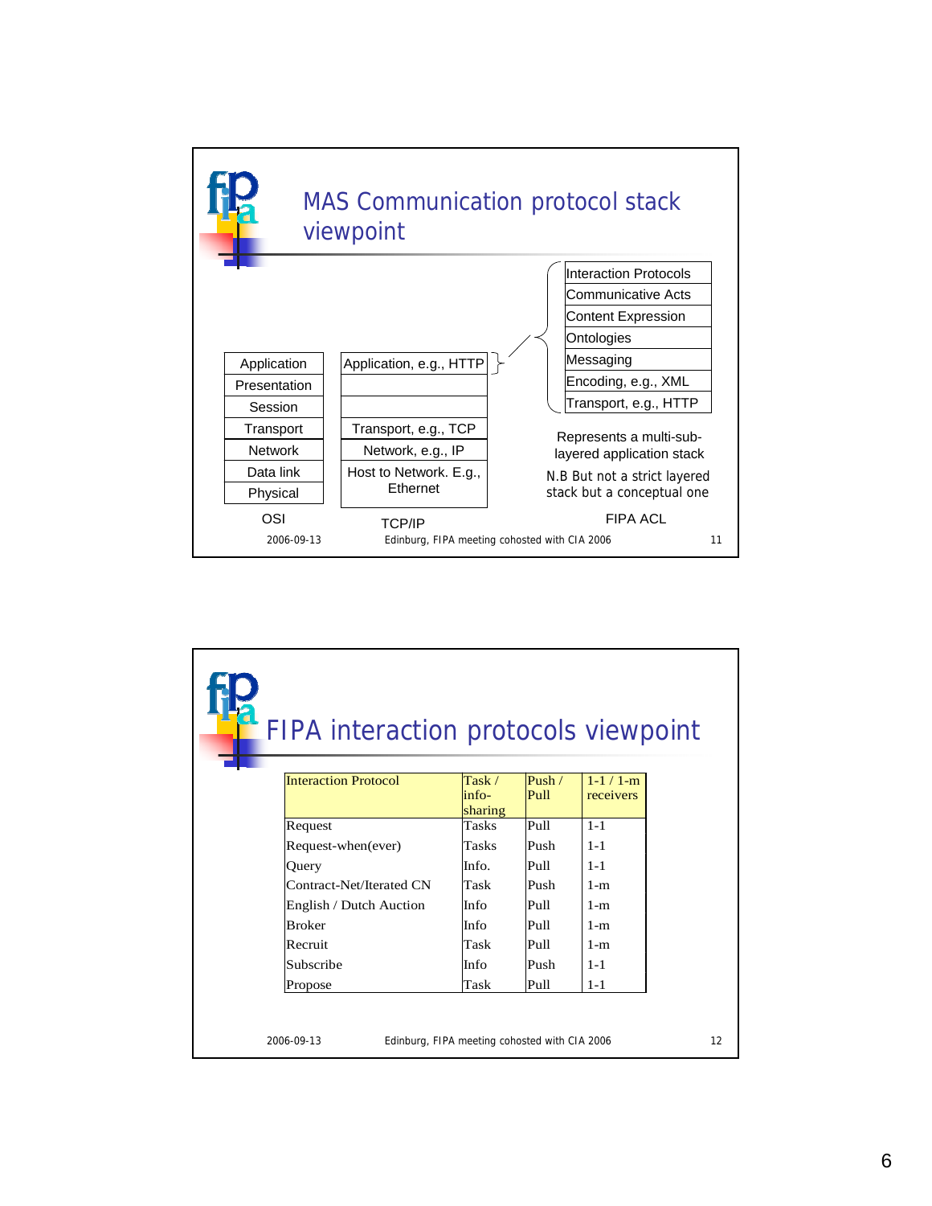## MAS Communication protocol stack viewpoint

| OSI | TCP/IP | FIPA ACL |
|---|---|---|
| | | Interaction Protocols |
| | | Communicative Acts |
| | | Content Expression |
| | | Ontologies |
| | | Messaging |
| | | Encoding, e.g., XML |
| | | Transport, e.g., HTTP |
| Application | Application, e.g., HTTP | (FIPA ACL stack above) |
| Presentation | | |
| Session | | |
| Transport | Transport, e.g., TCP | |
| Network | Network, e.g., IP | |
| Data link | Host to Network. E.g., Ethernet | |
| Physical | | |

Represents a multi-sub-layered application stack

N.B But not a strict layered stack but a conceptual one

2006-09-13 Edinburg, FIPA meeting cohosted with CIA 2006

## FIPA interaction protocols viewpoint

| Interaction Protocol | Task / info-sharing | Push / Pull | 1-1 / 1-m receivers |
|---|---|---|---|
| Request | Tasks | Pull | 1-1 |
| Request-when(ever) | Tasks | Push | 1-1 |
| Query | Info. | Pull | 1-1 |
| Contract-Net/Iterated CN | Task | Push | 1-m |
| English / Dutch Auction | Info | Pull | 1-m |
| Broker | Info | Pull | 1-m |
| Recruit | Task | Pull | 1-m |
| Subscribe | Info | Push | 1-1 |
| Propose | Task | Pull | 1-1 |

2006-09-13 Edinburg, FIPA meeting cohosted with CIA 2006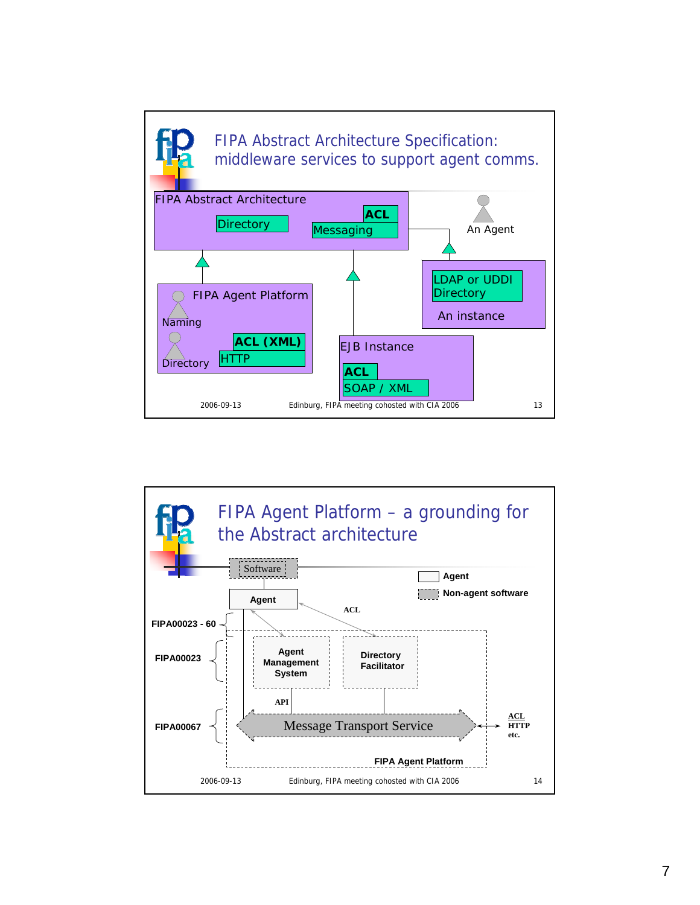## FIPA Abstract Architecture Specification: middleware services to support agent comms.

FIPA Abstract Architecture

Directory

ACL

Messaging

An Agent

FIPA Agent Platform

Naming

Directory

ACL (XML)

HTTP

EJB Instance

ACL

SOAP / XML

LDAP or UDDI Directory

An instance

## FIPA Agent Platform – a grounding for the Abstract architecture

Software

Agent

Agent

Non-agent software

ACL

FIPA00023 - 60

FIPA00023

Agent Management System

Directory Facilitator

API

FIPA00067

Message Transport Service

ACL HTTP etc.

FIPA Agent Platform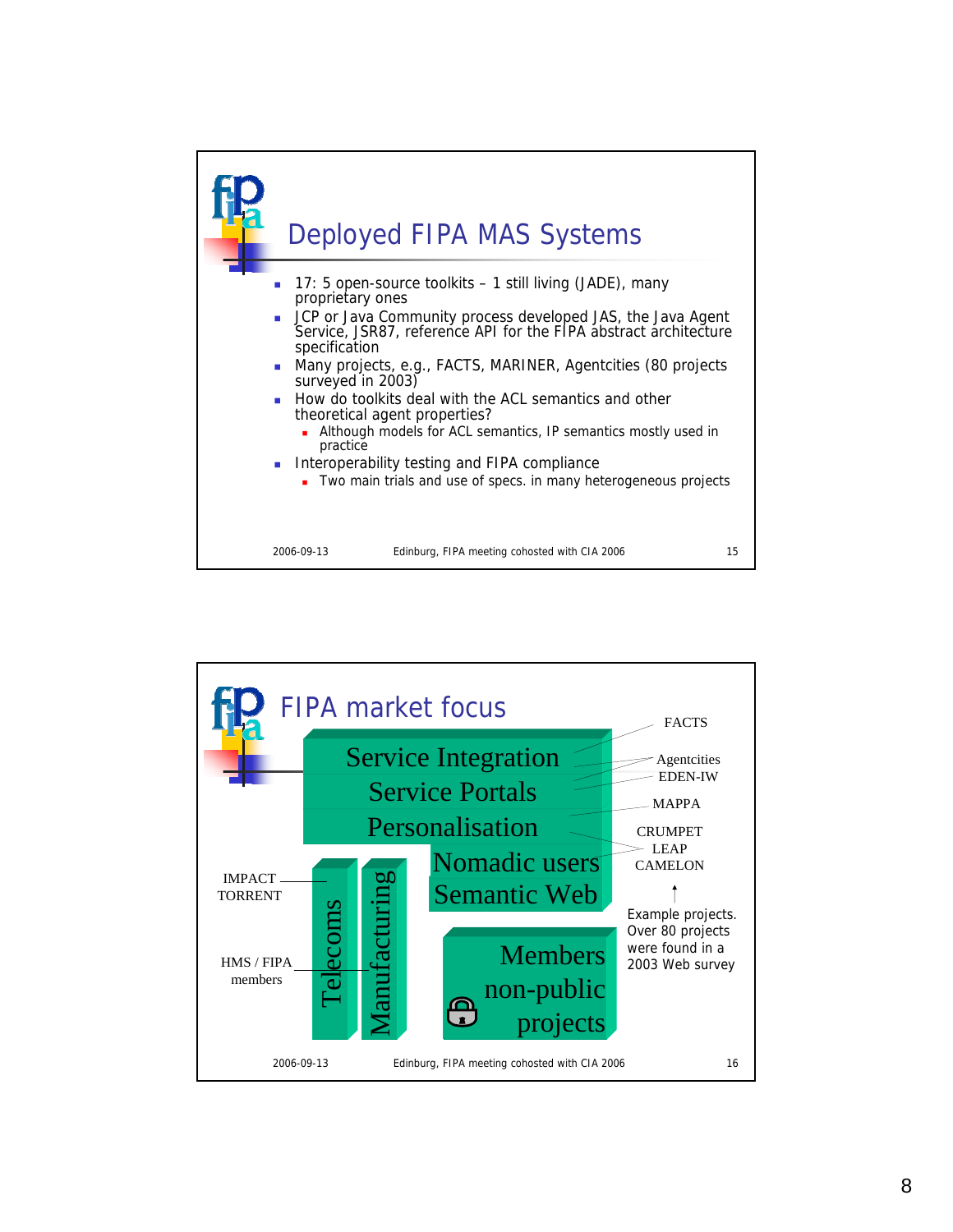## Deployed FIPA MAS Systems

- 17: 5 open-source toolkits – 1 still living (JADE), many proprietary ones
- JCP or Java Community process developed JAS, the Java Agent Service, JSR87, reference API for the FIPA abstract architecture specification
- Many projects, e.g., FACTS, MARINER, Agentcities (80 projects surveyed in 2003)
- How do toolkits deal with the ACL semantics and other theoretical agent properties?
  - Although models for ACL semantics, IP semantics mostly used in practice
- Interoperability testing and FIPA compliance
  - Two main trials and use of specs. in many heterogeneous projects

2006-09-13 Edinburg, FIPA meeting cohosted with CIA 2006 15

## FIPA market focus

Service Integration
Service Portals
Personalisation
Nomadic users
Semantic Web

Telecoms
Manufacturing

Members non-public projects

FACTS
Agentcities
EDEN-IW
MAPPA
CRUMPET
LEAP
CAMELON

IMPACT
TORRENT

HMS / FIPA members

Example projects. Over 80 projects were found in a 2003 Web survey

2006-09-13 Edinburg, FIPA meeting cohosted with CIA 2006 16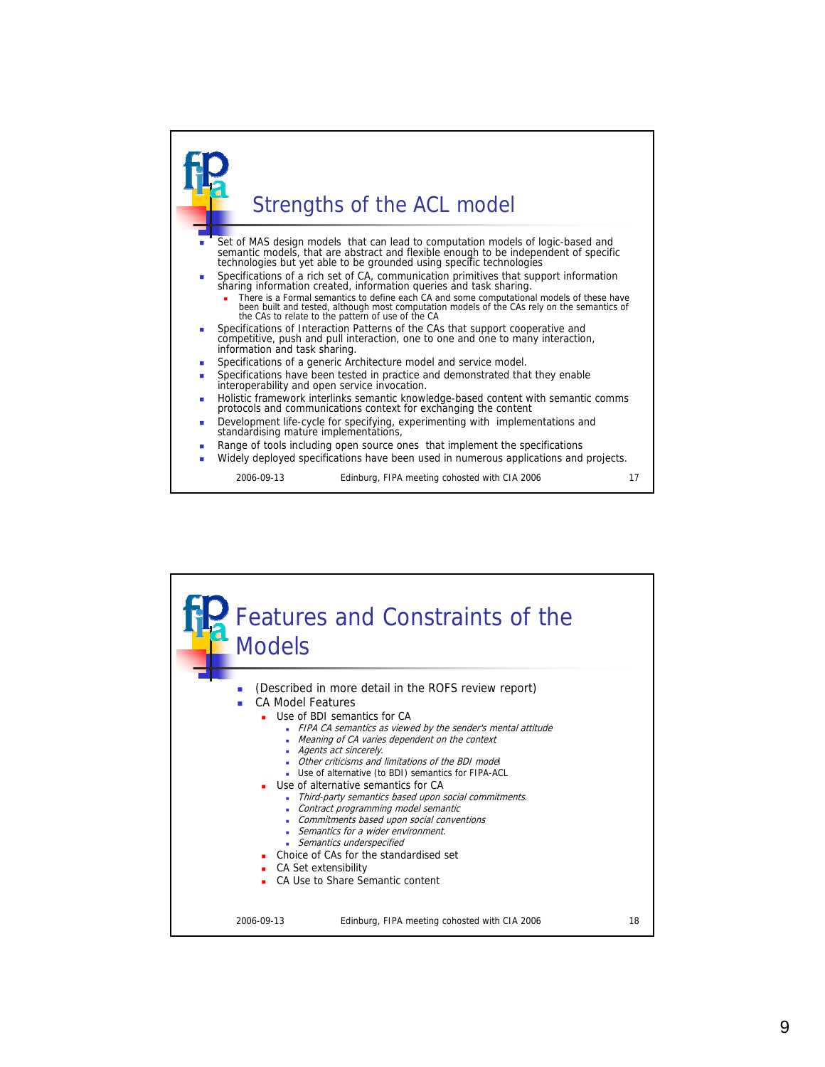## Strengths of the ACL model

- Set of MAS design models that can lead to computation models of logic-based and semantic models, that are abstract and flexible enough to be independent of specific technologies but yet able to be grounded using specific technologies
- Specifications of a rich set of CA, communication primitives that support information sharing information created, information queries and task sharing.
  - There is a Formal semantics to define each CA and some computational models of these have been built and tested, although most computation models of the CAs rely on the semantics of the CAs to relate to the pattern of use of the CA
- Specifications of Interaction Patterns of the CAs that support cooperative and competitive, push and pull interaction, one to one and one to many interaction, information and task sharing.
- Specifications of a generic Architecture model and service model.
- Specifications have been tested in practice and demonstrated that they enable interoperability and open service invocation.
- Holistic framework interlinks semantic knowledge-based content with semantic comms protocols and communications context for exchanging the content
- Development life-cycle for specifying, experimenting with implementations and standardising mature implementations,
- Range of tools including open source ones that implement the specifications
- Widely deployed specifications have been used in numerous applications and projects.

2006-09-13 Edinburg, FIPA meeting cohosted with CIA 2006

## Features and Constraints of the Models

- (Described in more detail in the ROFS review report)
- CA Model Features
  - Use of BDI semantics for CA
    - *FIPA CA semantics as viewed by the sender's mental attitude*
    - *Meaning of CA varies dependent on the context*
    - *Agents act sincerely.*
    - *Other criticisms and limitations of the BDI model*
    - Use of alternative (to BDI) semantics for FIPA-ACL
  - Use of alternative semantics for CA
    - *Third-party semantics based upon social commitments.*
    - *Contract programming model semantic*
    - *Commitments based upon social conventions*
    - *Semantics for a wider environment.*
    - *Semantics underspecified*
  - Choice of CAs for the standardised set
  - CA Set extensibility
  - CA Use to Share Semantic content

2006-09-13 Edinburg, FIPA meeting cohosted with CIA 2006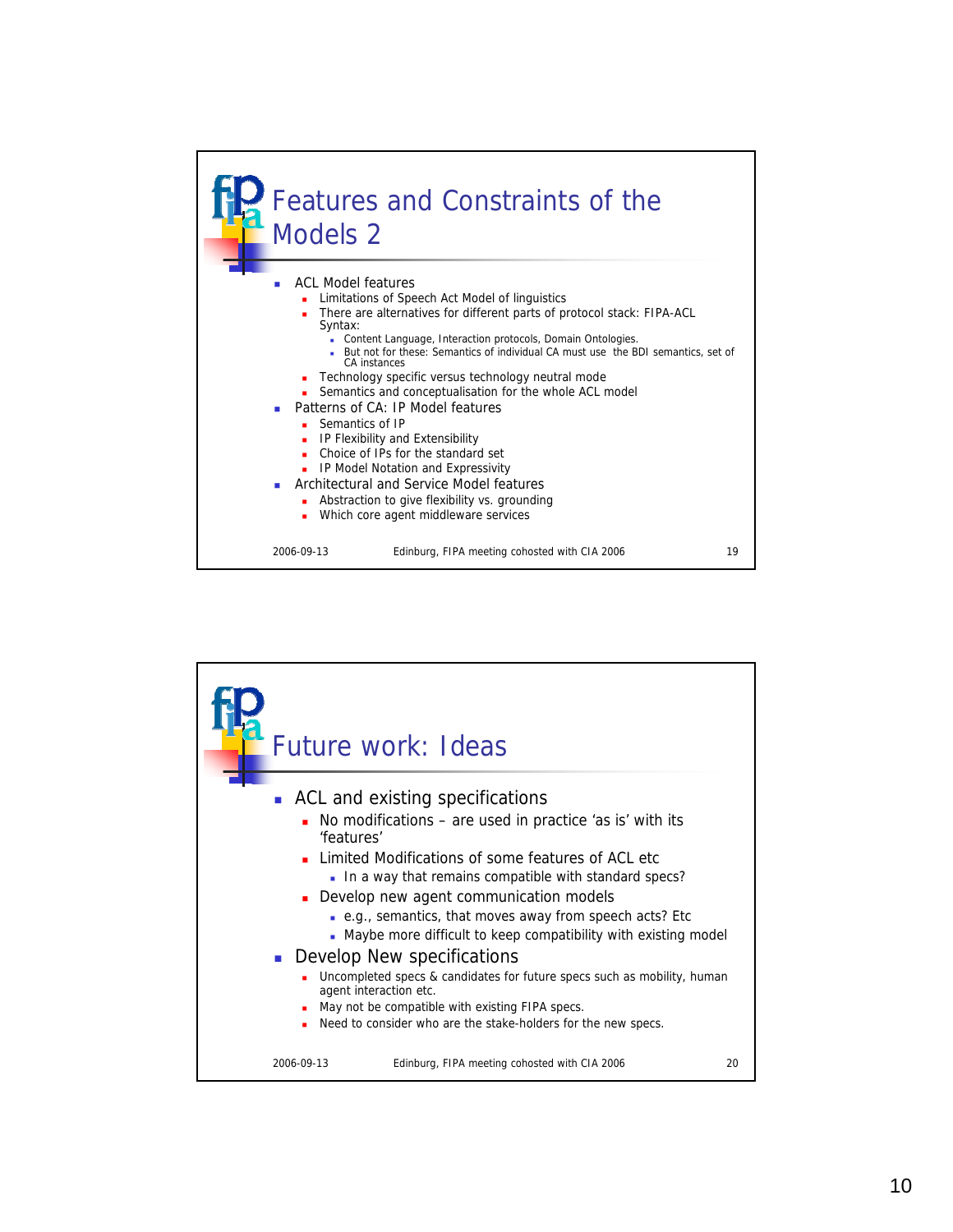## Features and Constraints of the Models 2

- ACL Model features
  - Limitations of Speech Act Model of linguistics
  - There are alternatives for different parts of protocol stack: FIPA-ACL Syntax:
    - Content Language, Interaction protocols, Domain Ontologies.
    - But not for these: Semantics of individual CA must use the BDI semantics, set of CA instances
  - Technology specific versus technology neutral mode
  - Semantics and conceptualisation for the whole ACL model
- Patterns of CA: IP Model features
  - Semantics of IP
  - IP Flexibility and Extensibility
  - Choice of IPs for the standard set
  - IP Model Notation and Expressivity
- Architectural and Service Model features
  - Abstraction to give flexibility vs. grounding
  - Which core agent middleware services

2006-09-13 Edinburg, FIPA meeting cohosted with CIA 2006 19

## Future work: Ideas

- ACL and existing specifications
  - No modifications – are used in practice 'as is' with its 'features'
  - Limited Modifications of some features of ACL etc
    - In a way that remains compatible with standard specs?
  - Develop new agent communication models
    - e.g., semantics, that moves away from speech acts? Etc
    - Maybe more difficult to keep compatibility with existing model
- Develop New specifications
  - Uncompleted specs & candidates for future specs such as mobility, human agent interaction etc.
  - May not be compatible with existing FIPA specs.
  - Need to consider who are the stake-holders for the new specs.

2006-09-13 Edinburg, FIPA meeting cohosted with CIA 2006 20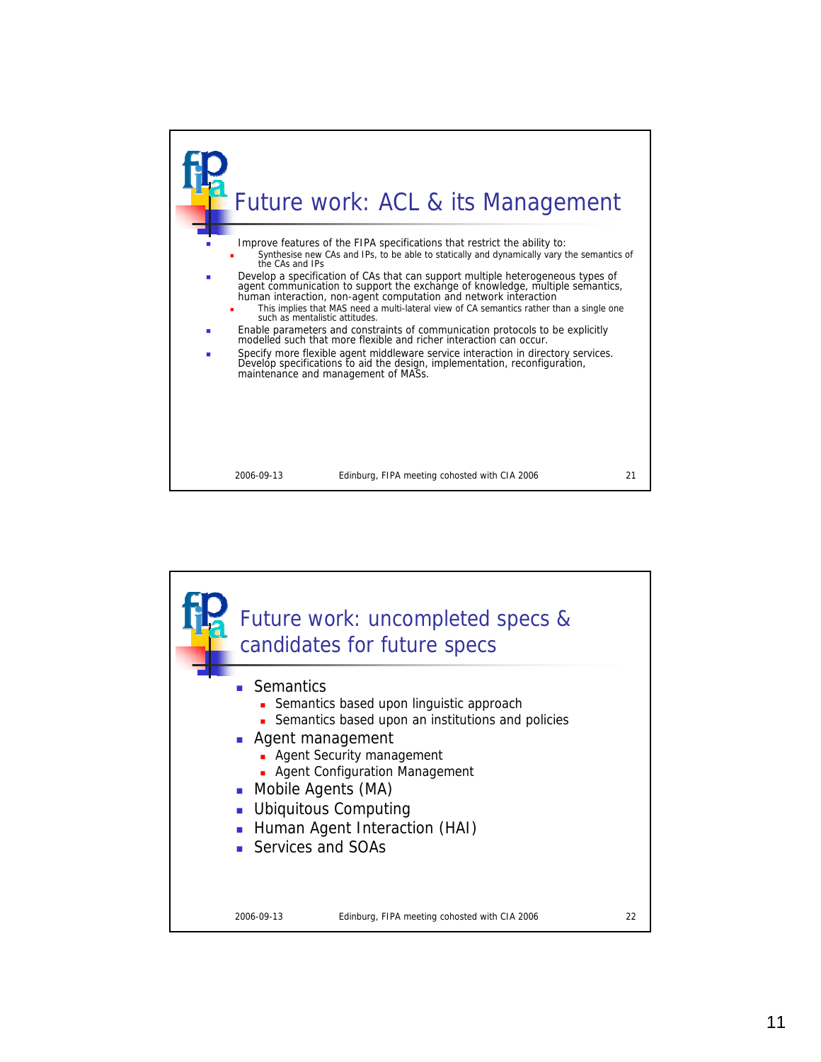## Future work: ACL & its Management

- Improve features of the FIPA specifications that restrict the ability to:
  - Synthesise new CAs and IPs, to be able to statically and dynamically vary the semantics of the CAs and IPs
- Develop a specification of CAs that can support multiple heterogeneous types of agent communication to support the exchange of knowledge, multiple semantics, human interaction, non-agent computation and network interaction
  - This implies that MAS need a multi-lateral view of CA semantics rather than a single one such as mentalistic attitudes.
- Enable parameters and constraints of communication protocols to be explicitly modelled such that more flexible and richer interaction can occur.
- Specify more flexible agent middleware service interaction in directory services. Develop specifications to aid the design, implementation, reconfiguration, maintenance and management of MASs.

2006-09-13 Edinburg, FIPA meeting cohosted with CIA 2006 21

## Future work: uncompleted specs & candidates for future specs

- Semantics
  - Semantics based upon linguistic approach
  - Semantics based upon an institutions and policies
- Agent management
  - Agent Security management
  - Agent Configuration Management
- Mobile Agents (MA)
- Ubiquitous Computing
- Human Agent Interaction (HAI)
- Services and SOAs

2006-09-13 Edinburg, FIPA meeting cohosted with CIA 2006 22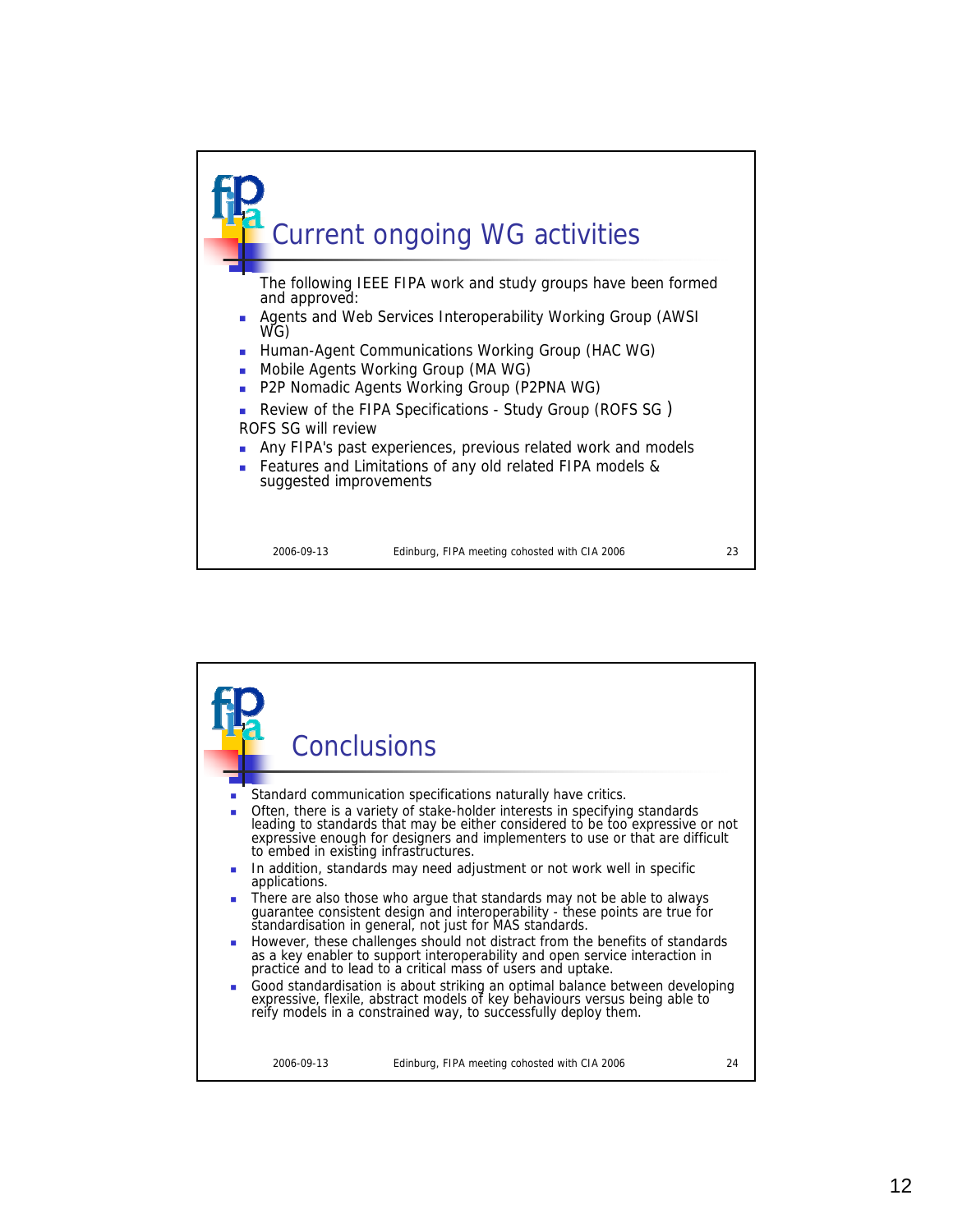## Current ongoing WG activities

The following IEEE FIPA work and study groups have been formed and approved:

- Agents and Web Services Interoperability Working Group (AWSI WG)
- Human-Agent Communications Working Group (HAC WG)
- Mobile Agents Working Group (MA WG)
- P2P Nomadic Agents Working Group (P2PNA WG)
- Review of the FIPA Specifications - Study Group (ROFS SG )

ROFS SG will review

- Any FIPA's past experiences, previous related work and models
- Features and Limitations of any old related FIPA models & suggested improvements

## Conclusions

- Standard communication specifications naturally have critics.
- Often, there is a variety of stake-holder interests in specifying standards leading to standards that may be either considered to be too expressive or not expressive enough for designers and implementers to use or that are difficult to embed in existing infrastructures.
- In addition, standards may need adjustment or not work well in specific applications.
- There are also those who argue that standards may not be able to always guarantee consistent design and interoperability - these points are true for standardisation in general, not just for MAS standards.
- However, these challenges should not distract from the benefits of standards as a key enabler to support interoperability and open service interaction in practice and to lead to a critical mass of users and uptake.
- Good standardisation is about striking an optimal balance between developing expressive, flexile, abstract models of key behaviours versus being able to reify models in a constrained way, to successfully deploy them.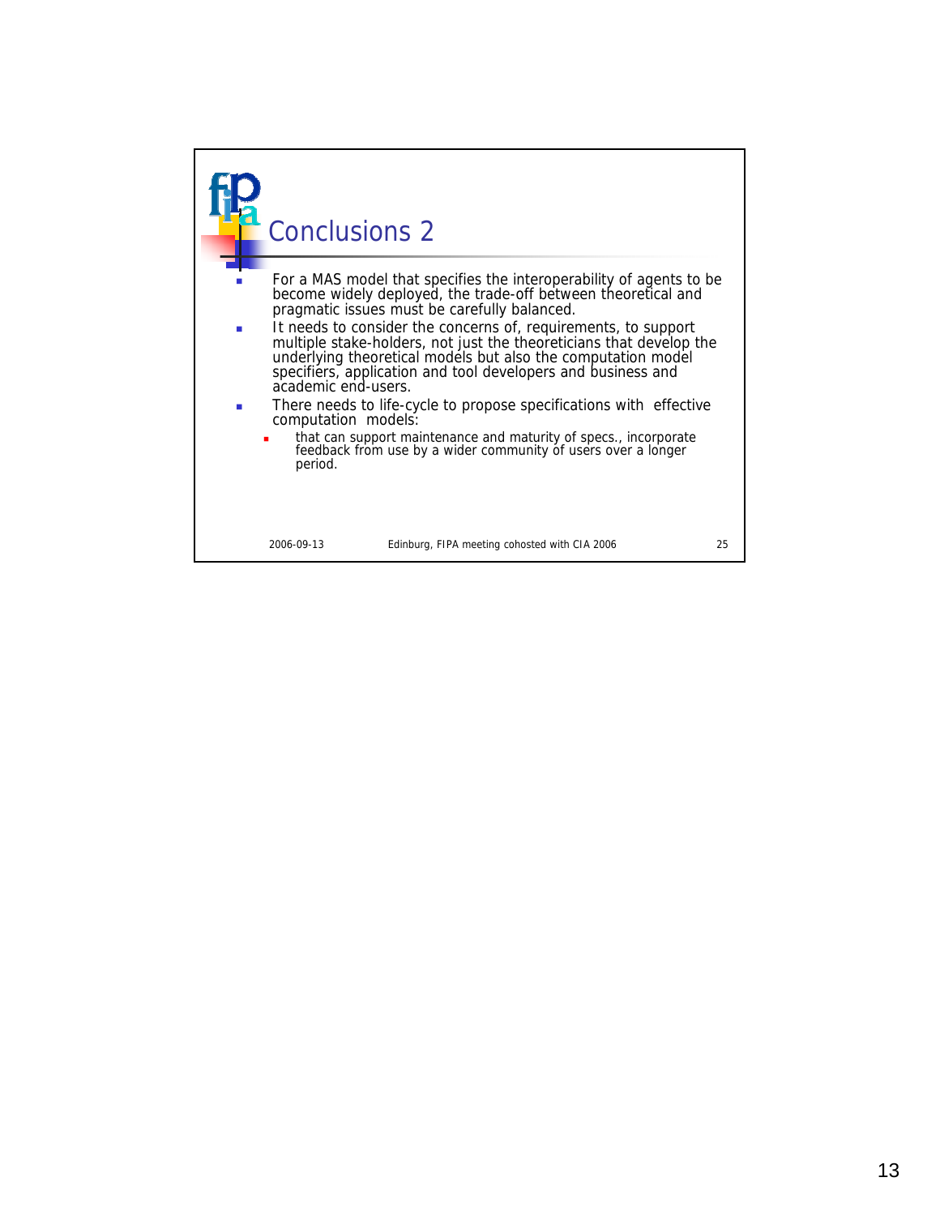## Conclusions 2

- For a MAS model that specifies the interoperability of agents to be become widely deployed, the trade-off between theoretical and pragmatic issues must be carefully balanced.
- It needs to consider the concerns of, requirements, to support multiple stake-holders, not just the theoreticians that develop the underlying theoretical models but also the computation model specifiers, application and tool developers and business and academic end-users.
- There needs to life-cycle to propose specifications with effective computation models:
  - that can support maintenance and maturity of specs., incorporate feedback from use by a wider community of users over a longer period.

2006-09-13 Edinburg, FIPA meeting cohosted with CIA 2006 25